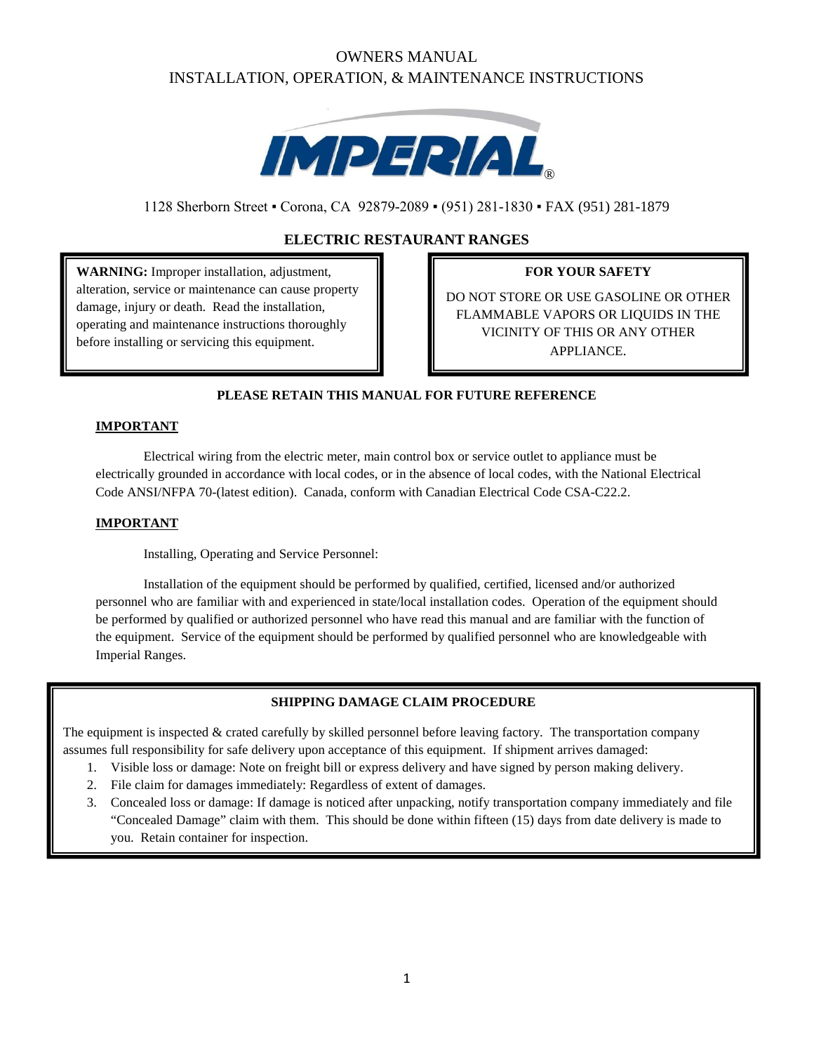# OWNERS MANUAL
# INSTALLATION, OPERATION, & MAINTENANCE INSTRUCTIONS

IMPERIAL®

1128 Sherborn Street ▪ Corona, CA 92879-2089 ▪ (951) 281-1830 ▪ FAX (951) 281-1879

## ELECTRIC RESTAURANT RANGES

**WARNING:** Improper installation, adjustment, alteration, service or maintenance can cause property damage, injury or death. Read the installation, operating and maintenance instructions thoroughly before installing or servicing this equipment.

**FOR YOUR SAFETY**

DO NOT STORE OR USE GASOLINE OR OTHER FLAMMABLE VAPORS OR LIQUIDS IN THE VICINITY OF THIS OR ANY OTHER APPLIANCE.

**PLEASE RETAIN THIS MANUAL FOR FUTURE REFERENCE**

**IMPORTANT**

Electrical wiring from the electric meter, main control box or service outlet to appliance must be electrically grounded in accordance with local codes, or in the absence of local codes, with the National Electrical Code ANSI/NFPA 70-(latest edition). Canada, conform with Canadian Electrical Code CSA-C22.2.

**IMPORTANT**

Installing, Operating and Service Personnel:

Installation of the equipment should be performed by qualified, certified, licensed and/or authorized personnel who are familiar with and experienced in state/local installation codes. Operation of the equipment should be performed by qualified or authorized personnel who have read this manual and are familiar with the function of the equipment. Service of the equipment should be performed by qualified personnel who are knowledgeable with Imperial Ranges.

**SHIPPING DAMAGE CLAIM PROCEDURE**

The equipment is inspected & crated carefully by skilled personnel before leaving factory. The transportation company assumes full responsibility for safe delivery upon acceptance of this equipment. If shipment arrives damaged:

1. Visible loss or damage: Note on freight bill or express delivery and have signed by person making delivery.
2. File claim for damages immediately: Regardless of extent of damages.
3. Concealed loss or damage: If damage is noticed after unpacking, notify transportation company immediately and file "Concealed Damage" claim with them. This should be done within fifteen (15) days from date delivery is made to you. Retain container for inspection.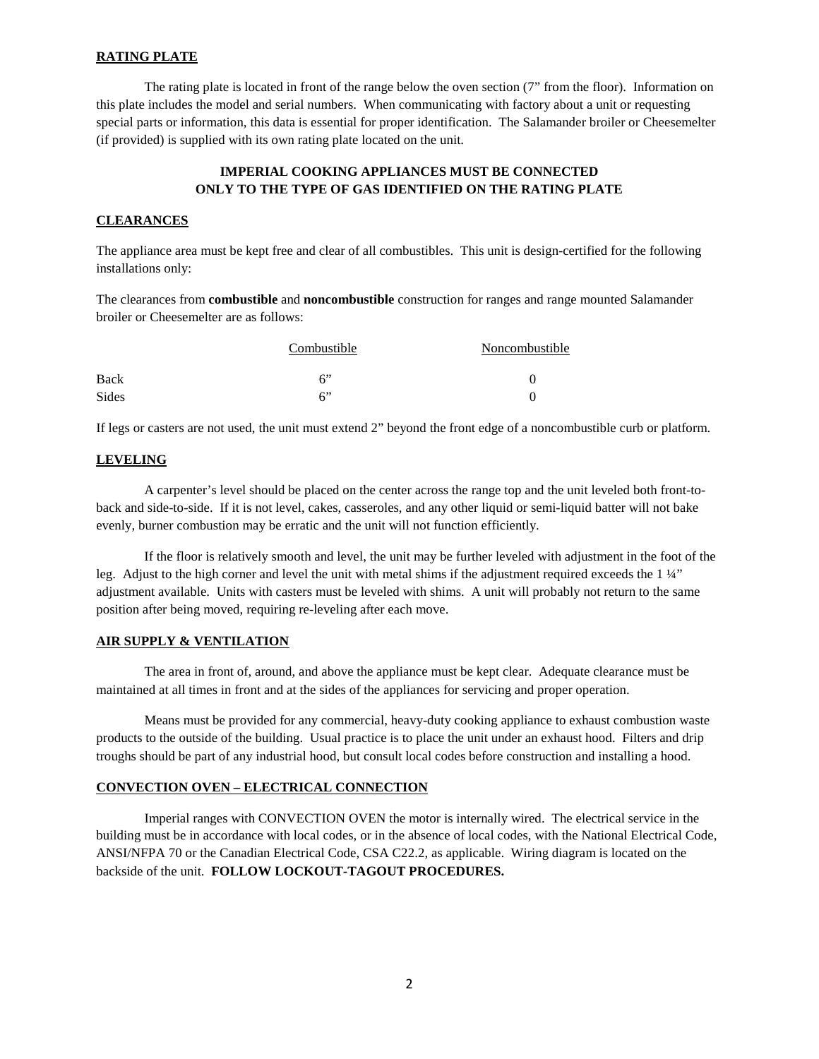## RATING PLATE

The rating plate is located in front of the range below the oven section (7" from the floor). Information on this plate includes the model and serial numbers. When communicating with factory about a unit or requesting special parts or information, this data is essential for proper identification. The Salamander broiler or Cheesemelter (if provided) is supplied with its own rating plate located on the unit.

**IMPERIAL COOKING APPLIANCES MUST BE CONNECTED ONLY TO THE TYPE OF GAS IDENTIFIED ON THE RATING PLATE**

## CLEARANCES

The appliance area must be kept free and clear of all combustibles. This unit is design-certified for the following installations only:

The clearances from **combustible** and **noncombustible** construction for ranges and range mounted Salamander broiler or Cheesemelter are as follows:

| | Combustible | Noncombustible |
|---|---|---|
| Back | 6" | 0 |
| Sides | 6" | 0 |

If legs or casters are not used, the unit must extend 2" beyond the front edge of a noncombustible curb or platform.

## LEVELING

A carpenter's level should be placed on the center across the range top and the unit leveled both front-to-back and side-to-side. If it is not level, cakes, casseroles, and any other liquid or semi-liquid batter will not bake evenly, burner combustion may be erratic and the unit will not function efficiently.

If the floor is relatively smooth and level, the unit may be further leveled with adjustment in the foot of the leg. Adjust to the high corner and level the unit with metal shims if the adjustment required exceeds the 1 ¼" adjustment available. Units with casters must be leveled with shims. A unit will probably not return to the same position after being moved, requiring re-leveling after each move.

## AIR SUPPLY & VENTILATION

The area in front of, around, and above the appliance must be kept clear. Adequate clearance must be maintained at all times in front and at the sides of the appliances for servicing and proper operation.

Means must be provided for any commercial, heavy-duty cooking appliance to exhaust combustion waste products to the outside of the building. Usual practice is to place the unit under an exhaust hood. Filters and drip troughs should be part of any industrial hood, but consult local codes before construction and installing a hood.

## CONVECTION OVEN – ELECTRICAL CONNECTION

Imperial ranges with CONVECTION OVEN the motor is internally wired. The electrical service in the building must be in accordance with local codes, or in the absence of local codes, with the National Electrical Code, ANSI/NFPA 70 or the Canadian Electrical Code, CSA C22.2, as applicable. Wiring diagram is located on the backside of the unit. **FOLLOW LOCKOUT-TAGOUT PROCEDURES.**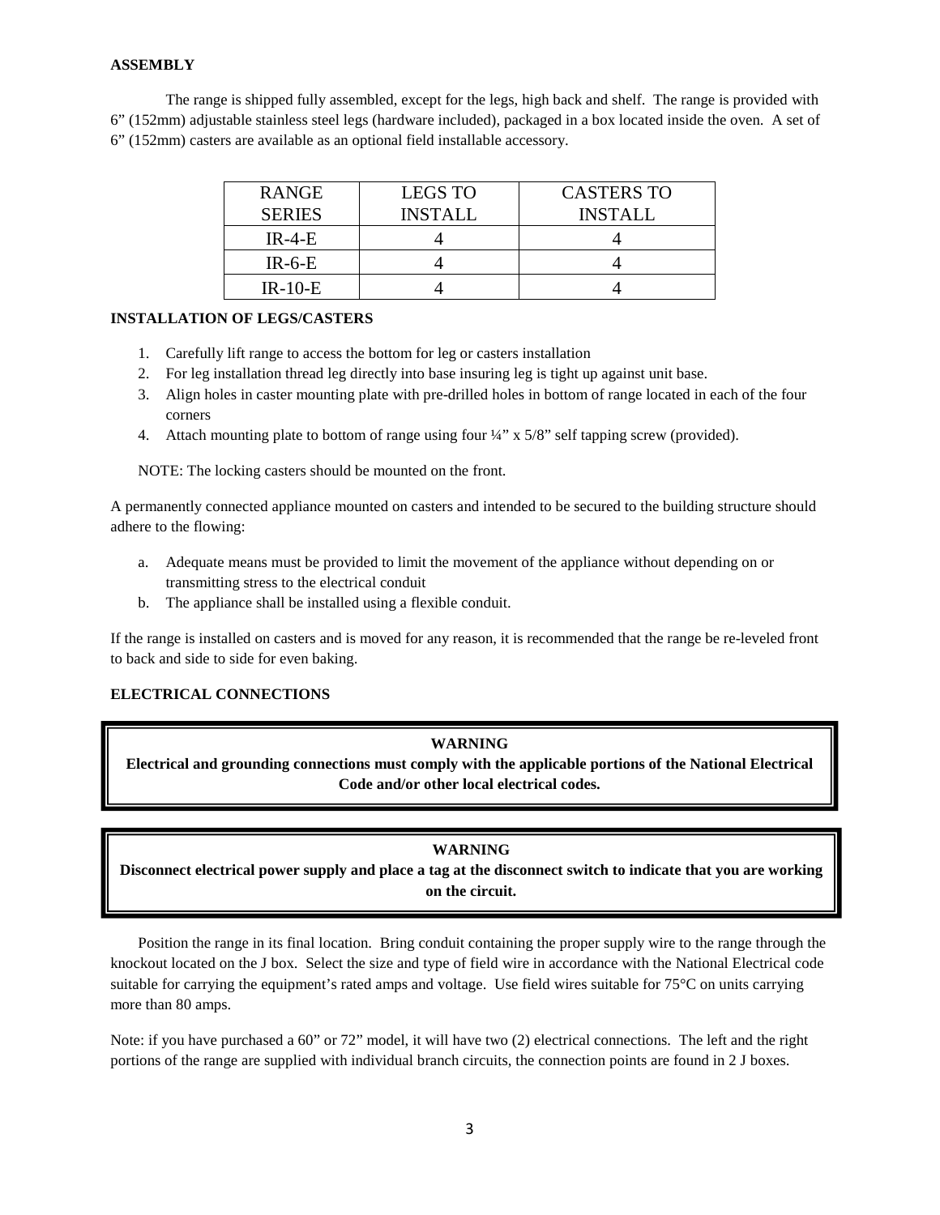**ASSEMBLY**

The range is shipped fully assembled, except for the legs, high back and shelf. The range is provided with 6” (152mm) adjustable stainless steel legs (hardware included), packaged in a box located inside the oven. A set of 6” (152mm) casters are available as an optional field installable accessory.

| RANGE SERIES | LEGS TO INSTALL | CASTERS TO INSTALL |
|---|---|---|
| IR-4-E | 4 | 4 |
| IR-6-E | 4 | 4 |
| IR-10-E | 4 | 4 |

**INSTALLATION OF LEGS/CASTERS**

1. Carefully lift range to access the bottom for leg or casters installation
2. For leg installation thread leg directly into base insuring leg is tight up against unit base.
3. Align holes in caster mounting plate with pre-drilled holes in bottom of range located in each of the four corners
4. Attach mounting plate to bottom of range using four ¼” x 5/8” self tapping screw (provided).

NOTE: The locking casters should be mounted on the front.

A permanently connected appliance mounted on casters and intended to be secured to the building structure should adhere to the flowing:

a. Adequate means must be provided to limit the movement of the appliance without depending on or transmitting stress to the electrical conduit
b. The appliance shall be installed using a flexible conduit.

If the range is installed on casters and is moved for any reason, it is recommended that the range be re-leveled front to back and side to side for even baking.

**ELECTRICAL CONNECTIONS**

**WARNING**
**Electrical and grounding connections must comply with the applicable portions of the National Electrical Code and/or other local electrical codes.**

**WARNING**
**Disconnect electrical power supply and place a tag at the disconnect switch to indicate that you are working on the circuit.**

Position the range in its final location. Bring conduit containing the proper supply wire to the range through the knockout located on the J box. Select the size and type of field wire in accordance with the National Electrical code suitable for carrying the equipment’s rated amps and voltage. Use field wires suitable for 75°C on units carrying more than 80 amps.

Note: if you have purchased a 60” or 72” model, it will have two (2) electrical connections. The left and the right portions of the range are supplied with individual branch circuits, the connection points are found in 2 J boxes.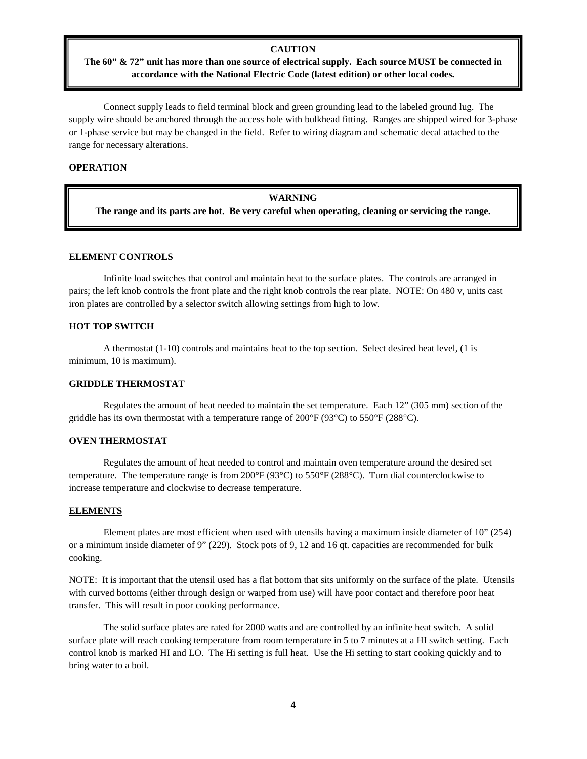**CAUTION**

**The 60" & 72" unit has more than one source of electrical supply. Each source MUST be connected in accordance with the National Electric Code (latest edition) or other local codes.**

Connect supply leads to field terminal block and green grounding lead to the labeled ground lug. The supply wire should be anchored through the access hole with bulkhead fitting. Ranges are shipped wired for 3-phase or 1-phase service but may be changed in the field. Refer to wiring diagram and schematic decal attached to the range for necessary alterations.

## OPERATION

**WARNING**

**The range and its parts are hot. Be very careful when operating, cleaning or servicing the range.**

### ELEMENT CONTROLS

Infinite load switches that control and maintain heat to the surface plates. The controls are arranged in pairs; the left knob controls the front plate and the right knob controls the rear plate. NOTE: On 480 v, units cast iron plates are controlled by a selector switch allowing settings from high to low.

### HOT TOP SWITCH

A thermostat (1-10) controls and maintains heat to the top section. Select desired heat level, (1 is minimum, 10 is maximum).

### GRIDDLE THERMOSTAT

Regulates the amount of heat needed to maintain the set temperature. Each 12" (305 mm) section of the griddle has its own thermostat with a temperature range of 200°F (93°C) to 550°F (288°C).

### OVEN THERMOSTAT

Regulates the amount of heat needed to control and maintain oven temperature around the desired set temperature. The temperature range is from 200°F (93°C) to 550°F (288°C). Turn dial counterclockwise to increase temperature and clockwise to decrease temperature.

### ELEMENTS

Element plates are most efficient when used with utensils having a maximum inside diameter of 10" (254) or a minimum inside diameter of 9" (229). Stock pots of 9, 12 and 16 qt. capacities are recommended for bulk cooking.

NOTE: It is important that the utensil used has a flat bottom that sits uniformly on the surface of the plate. Utensils with curved bottoms (either through design or warped from use) will have poor contact and therefore poor heat transfer. This will result in poor cooking performance.

The solid surface plates are rated for 2000 watts and are controlled by an infinite heat switch. A solid surface plate will reach cooking temperature from room temperature in 5 to 7 minutes at a HI switch setting. Each control knob is marked HI and LO. The Hi setting is full heat. Use the Hi setting to start cooking quickly and to bring water to a boil.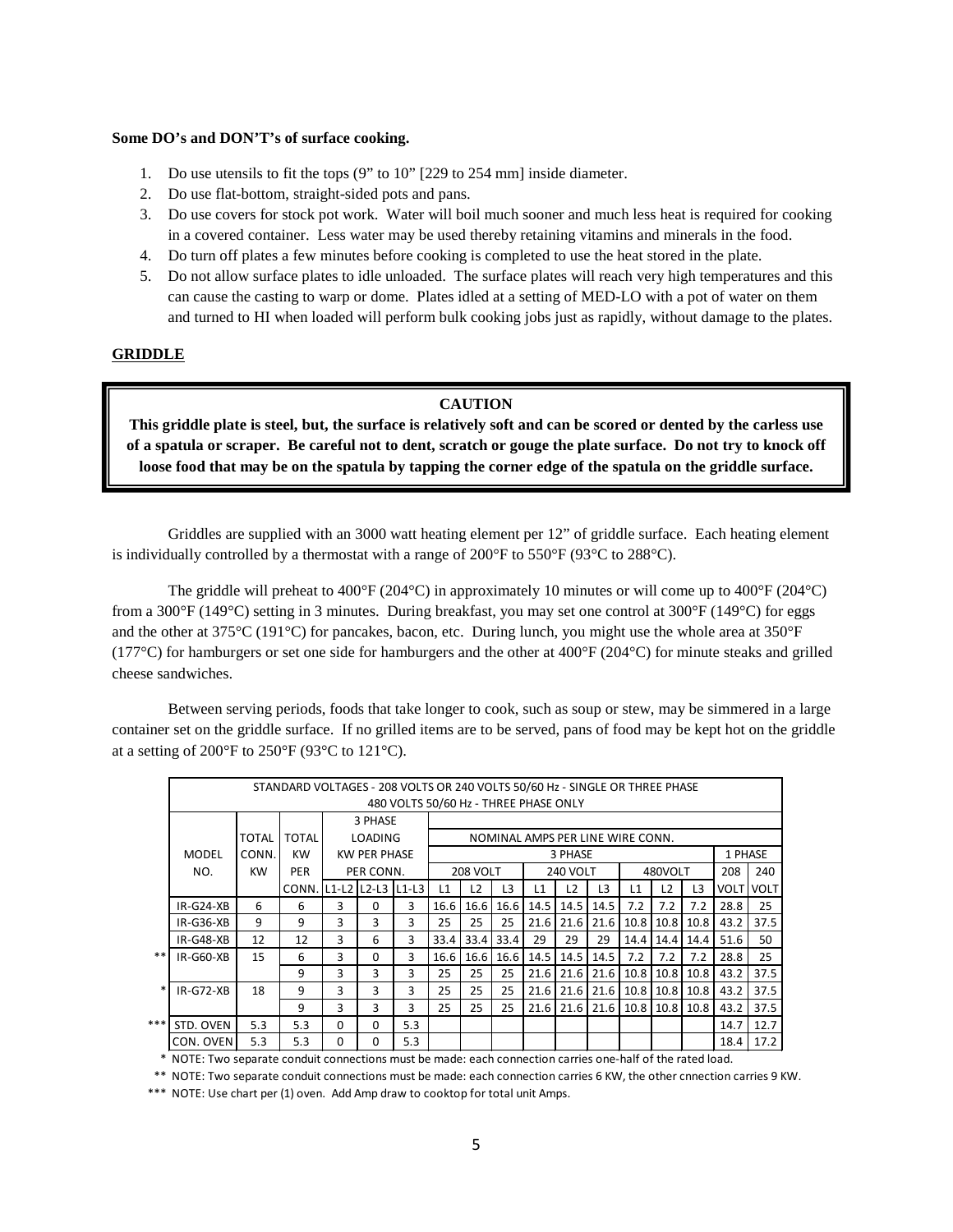**Some DO's and DON'T's of surface cooking.**

1. Do use utensils to fit the tops (9" to 10" [229 to 254 mm] inside diameter.
2. Do use flat-bottom, straight-sided pots and pans.
3. Do use covers for stock pot work. Water will boil much sooner and much less heat is required for cooking in a covered container. Less water may be used thereby retaining vitamins and minerals in the food.
4. Do turn off plates a few minutes before cooking is completed to use the heat stored in the plate.
5. Do not allow surface plates to idle unloaded. The surface plates will reach very high temperatures and this can cause the casting to warp or dome. Plates idled at a setting of MED-LO with a pot of water on them and turned to HI when loaded will perform bulk cooking jobs just as rapidly, without damage to the plates.

## GRIDDLE

**CAUTION**

**This griddle plate is steel, but, the surface is relatively soft and can be scored or dented by the carless use of a spatula or scraper. Be careful not to dent, scratch or gouge the plate surface. Do not try to knock off loose food that may be on the spatula by tapping the corner edge of the spatula on the griddle surface.**

Griddles are supplied with an 3000 watt heating element per 12" of griddle surface. Each heating element is individually controlled by a thermostat with a range of 200°F to 550°F (93°C to 288°C).

The griddle will preheat to 400°F (204°C) in approximately 10 minutes or will come up to 400°F (204°C) from a 300°F (149°C) setting in 3 minutes. During breakfast, you may set one control at 300°F (149°C) for eggs and the other at 375°C (191°C) for pancakes, bacon, etc. During lunch, you might use the whole area at 350°F (177°C) for hamburgers or set one side for hamburgers and the other at 400°F (204°C) for minute steaks and grilled cheese sandwiches.

Between serving periods, foods that take longer to cook, such as soup or stew, may be simmered in a large container set on the griddle surface. If no grilled items are to be served, pans of food may be kept hot on the griddle at a setting of 200°F to 250°F (93°C to 121°C).

STANDARD VOLTAGES - 208 VOLTS OR 240 VOLTS 50/60 Hz - SINGLE OR THREE PHASE
480 VOLTS 50/60 Hz - THREE PHASE ONLY

| | MODEL NO. | TOTAL CONN. KW | TOTAL KW PER CONN. | 3 PHASE LOADING KW PER PHASE PER CONN. | | | NOMINAL AMPS PER LINE WIRE CONN. 3 PHASE | | | | | | | | | 1 PHASE | |
|---|---|---|---|---|---|---|---|---|---|---|---|---|---|---|---|---|---|
| | | | | | | | 208 VOLT | | | 240 VOLT | | | 480VOLT | | | 208 VOLT | 240 VOLT |
| | | | | L1-L2 | L2-L3 | L1-L3 | L1 | L2 | L3 | L1 | L2 | L3 | L1 | L2 | L3 | | |
| | IR-G24-XB | 6 | 6 | 3 | 0 | 3 | 16.6 | 16.6 | 16.6 | 14.5 | 14.5 | 14.5 | 7.2 | 7.2 | 7.2 | 28.8 | 25 |
| | IR-G36-XB | 9 | 9 | 3 | 3 | 3 | 25 | 25 | 25 | 21.6 | 21.6 | 21.6 | 10.8 | 10.8 | 10.8 | 43.2 | 37.5 |
| | IR-G48-XB | 12 | 12 | 3 | 6 | 3 | 33.4 | 33.4 | 33.4 | 29 | 29 | 29 | 14.4 | 14.4 | 14.4 | 51.6 | 50 |
| ** | IR-G60-XB | 15 | 6 | 3 | 0 | 3 | 16.6 | 16.6 | 16.6 | 14.5 | 14.5 | 14.5 | 7.2 | 7.2 | 7.2 | 28.8 | 25 |
| | | | 9 | 3 | 3 | 3 | 25 | 25 | 25 | 21.6 | 21.6 | 21.6 | 10.8 | 10.8 | 10.8 | 43.2 | 37.5 |
| * | IR-G72-XB | 18 | 9 | 3 | 3 | 3 | 25 | 25 | 25 | 21.6 | 21.6 | 21.6 | 10.8 | 10.8 | 10.8 | 43.2 | 37.5 |
| | | | 9 | 3 | 3 | 3 | 25 | 25 | 25 | 21.6 | 21.6 | 21.6 | 10.8 | 10.8 | 10.8 | 43.2 | 37.5 |
| *** | STD. OVEN | 5.3 | 5.3 | 0 | 0 | 5.3 | | | | | | | | | | 14.7 | 12.7 |
| | CON. OVEN | 5.3 | 5.3 | 0 | 0 | 5.3 | | | | | | | | | | 18.4 | 17.2 |

\* NOTE: Two separate conduit connections must be made: each connection carries one-half of the rated load.

** NOTE: Two separate conduit connections must be made: each connection carries 6 KW, the other cnnection carries 9 KW.

*** NOTE: Use chart per (1) oven. Add Amp draw to cooktop for total unit Amps.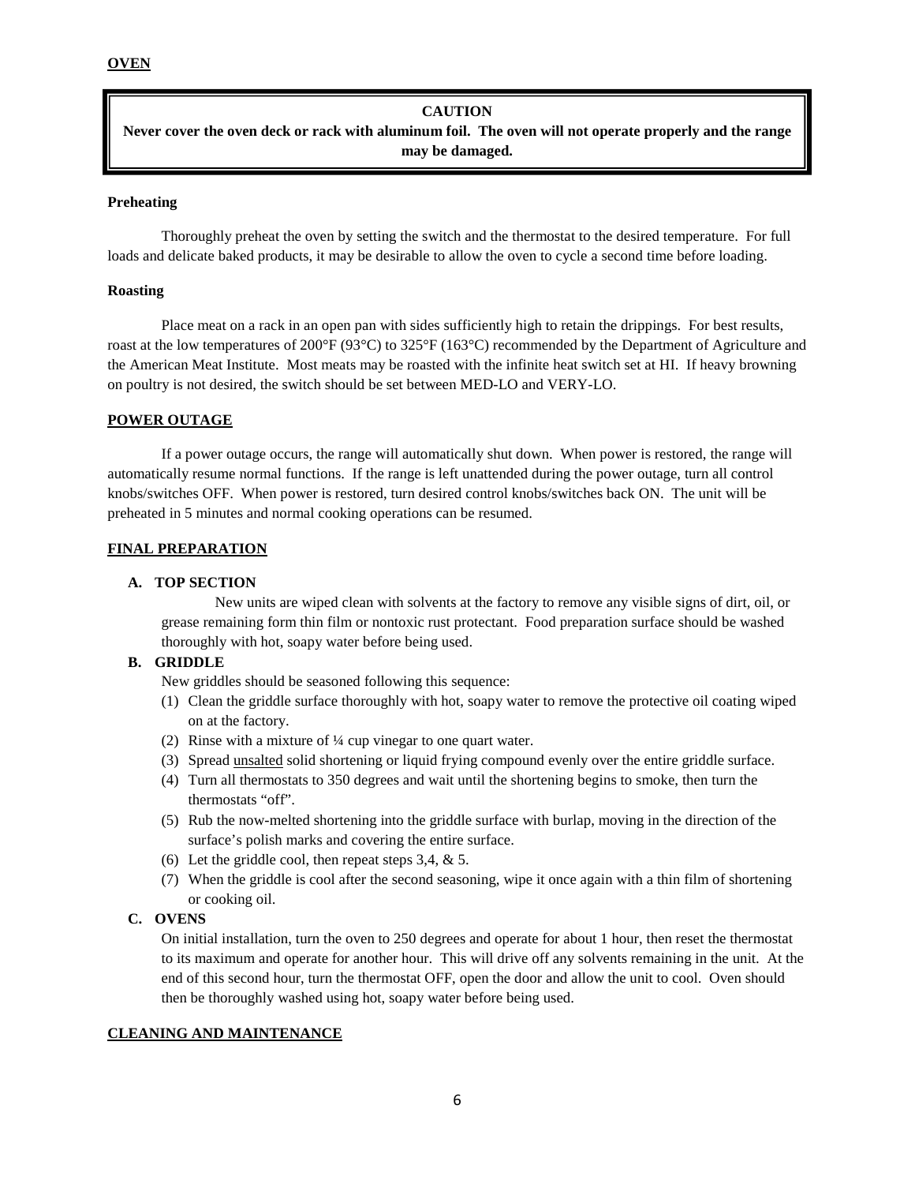**OVEN**

> **CAUTION**
> **Never cover the oven deck or rack with aluminum foil. The oven will not operate properly and the range may be damaged.**

**Preheating**

Thoroughly preheat the oven by setting the switch and the thermostat to the desired temperature. For full loads and delicate baked products, it may be desirable to allow the oven to cycle a second time before loading.

**Roasting**

Place meat on a rack in an open pan with sides sufficiently high to retain the drippings. For best results, roast at the low temperatures of 200°F (93°C) to 325°F (163°C) recommended by the Department of Agriculture and the American Meat Institute. Most meats may be roasted with the infinite heat switch set at HI. If heavy browning on poultry is not desired, the switch should be set between MED-LO and VERY-LO.

**POWER OUTAGE**

If a power outage occurs, the range will automatically shut down. When power is restored, the range will automatically resume normal functions. If the range is left unattended during the power outage, turn all control knobs/switches OFF. When power is restored, turn desired control knobs/switches back ON. The unit will be preheated in 5 minutes and normal cooking operations can be resumed.

**FINAL PREPARATION**

**A. TOP SECTION**

New units are wiped clean with solvents at the factory to remove any visible signs of dirt, oil, or grease remaining form thin film or nontoxic rust protectant. Food preparation surface should be washed thoroughly with hot, soapy water before being used.

**B. GRIDDLE**

New griddles should be seasoned following this sequence:

(1) Clean the griddle surface thoroughly with hot, soapy water to remove the protective oil coating wiped on at the factory.
(2) Rinse with a mixture of ¼ cup vinegar to one quart water.
(3) Spread unsalted solid shortening or liquid frying compound evenly over the entire griddle surface.
(4) Turn all thermostats to 350 degrees and wait until the shortening begins to smoke, then turn the thermostats "off".
(5) Rub the now-melted shortening into the griddle surface with burlap, moving in the direction of the surface's polish marks and covering the entire surface.
(6) Let the griddle cool, then repeat steps 3,4, & 5.
(7) When the griddle is cool after the second seasoning, wipe it once again with a thin film of shortening or cooking oil.

**C. OVENS**

On initial installation, turn the oven to 250 degrees and operate for about 1 hour, then reset the thermostat to its maximum and operate for another hour. This will drive off any solvents remaining in the unit. At the end of this second hour, turn the thermostat OFF, open the door and allow the unit to cool. Oven should then be thoroughly washed using hot, soapy water before being used.

**CLEANING AND MAINTENANCE**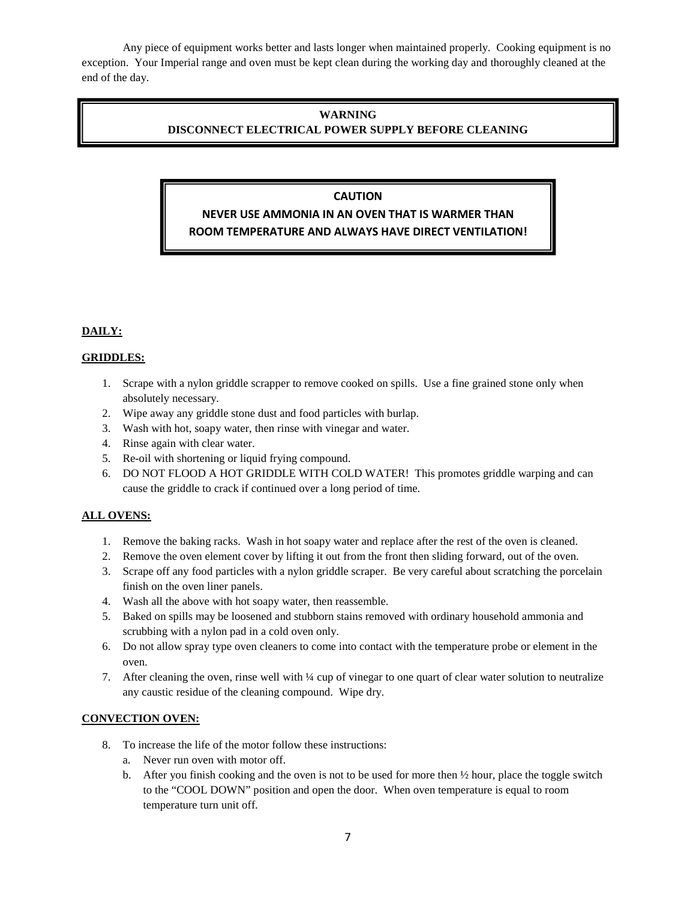Any piece of equipment works better and lasts longer when maintained properly. Cooking equipment is no exception. Your Imperial range and oven must be kept clean during the working day and thoroughly cleaned at the end of the day.

**WARNING**
**DISCONNECT ELECTRICAL POWER SUPPLY BEFORE CLEANING**

**CAUTION**
**NEVER USE AMMONIA IN AN OVEN THAT IS WARMER THAN ROOM TEMPERATURE AND ALWAYS HAVE DIRECT VENTILATION!**

**DAILY:**

**GRIDDLES:**

1. Scrape with a nylon griddle scrapper to remove cooked on spills. Use a fine grained stone only when absolutely necessary.
2. Wipe away any griddle stone dust and food particles with burlap.
3. Wash with hot, soapy water, then rinse with vinegar and water.
4. Rinse again with clear water.
5. Re-oil with shortening or liquid frying compound.
6. DO NOT FLOOD A HOT GRIDDLE WITH COLD WATER! This promotes griddle warping and can cause the griddle to crack if continued over a long period of time.

**ALL OVENS:**

1. Remove the baking racks. Wash in hot soapy water and replace after the rest of the oven is cleaned.
2. Remove the oven element cover by lifting it out from the front then sliding forward, out of the oven.
3. Scrape off any food particles with a nylon griddle scraper. Be very careful about scratching the porcelain finish on the oven liner panels.
4. Wash all the above with hot soapy water, then reassemble.
5. Baked on spills may be loosened and stubborn stains removed with ordinary household ammonia and scrubbing with a nylon pad in a cold oven only.
6. Do not allow spray type oven cleaners to come into contact with the temperature probe or element in the oven.
7. After cleaning the oven, rinse well with ¼ cup of vinegar to one quart of clear water solution to neutralize any caustic residue of the cleaning compound. Wipe dry.

**CONVECTION OVEN:**

8. To increase the life of the motor follow these instructions:
   a. Never run oven with motor off.
   b. After you finish cooking and the oven is not to be used for more then ½ hour, place the toggle switch to the "COOL DOWN" position and open the door. When oven temperature is equal to room temperature turn unit off.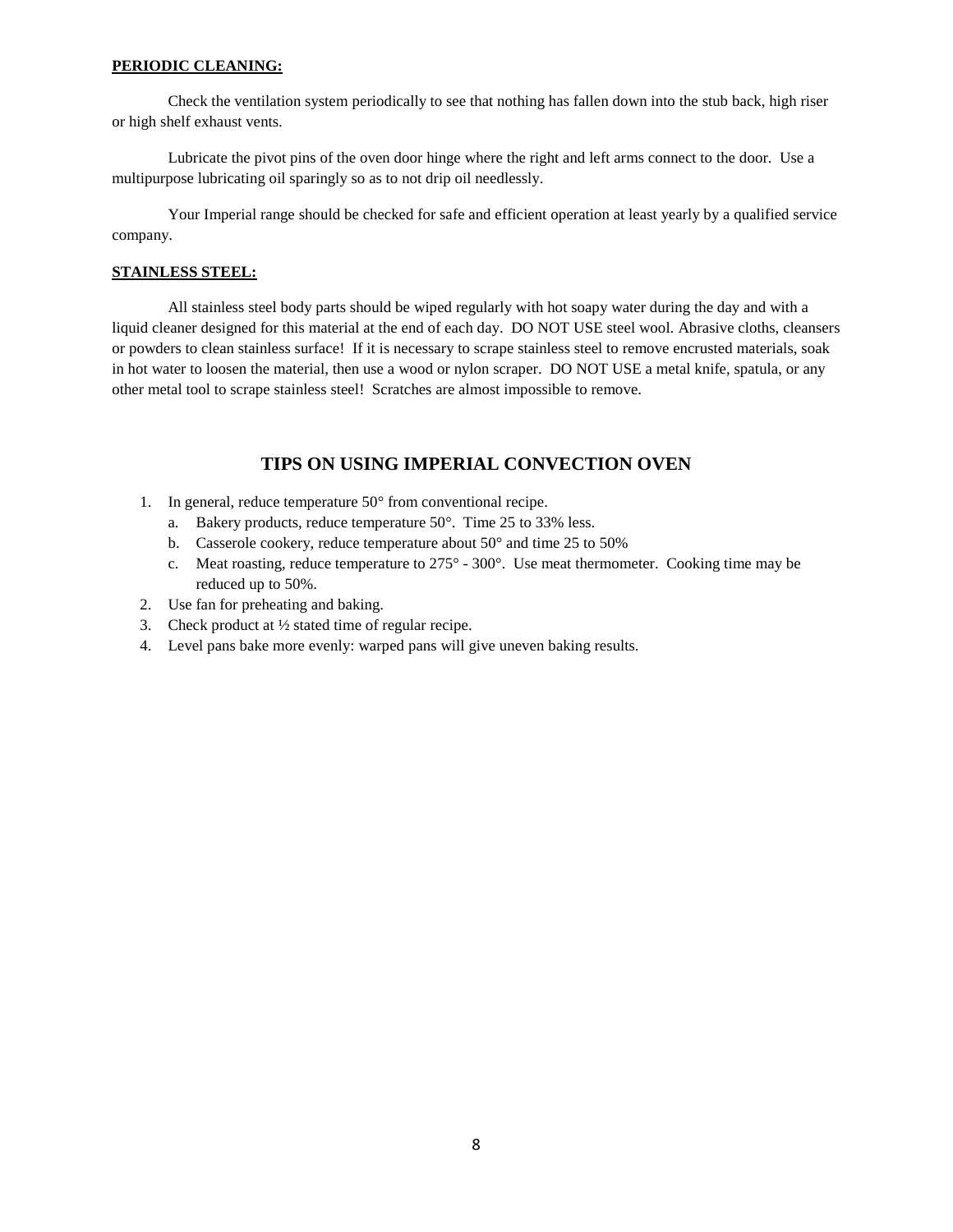**PERIODIC CLEANING:**

Check the ventilation system periodically to see that nothing has fallen down into the stub back, high riser or high shelf exhaust vents.

Lubricate the pivot pins of the oven door hinge where the right and left arms connect to the door. Use a multipurpose lubricating oil sparingly so as to not drip oil needlessly.

Your Imperial range should be checked for safe and efficient operation at least yearly by a qualified service company.

**STAINLESS STEEL:**

All stainless steel body parts should be wiped regularly with hot soapy water during the day and with a liquid cleaner designed for this material at the end of each day. DO NOT USE steel wool. Abrasive cloths, cleansers or powders to clean stainless surface! If it is necessary to scrape stainless steel to remove encrusted materials, soak in hot water to loosen the material, then use a wood or nylon scraper. DO NOT USE a metal knife, spatula, or any other metal tool to scrape stainless steel! Scratches are almost impossible to remove.

## TIPS ON USING IMPERIAL CONVECTION OVEN

1. In general, reduce temperature 50° from conventional recipe.
   a. Bakery products, reduce temperature 50°. Time 25 to 33% less.
   b. Casserole cookery, reduce temperature about 50° and time 25 to 50%
   c. Meat roasting, reduce temperature to 275° - 300°. Use meat thermometer. Cooking time may be reduced up to 50%.
2. Use fan for preheating and baking.
3. Check product at ½ stated time of regular recipe.
4. Level pans bake more evenly: warped pans will give uneven baking results.